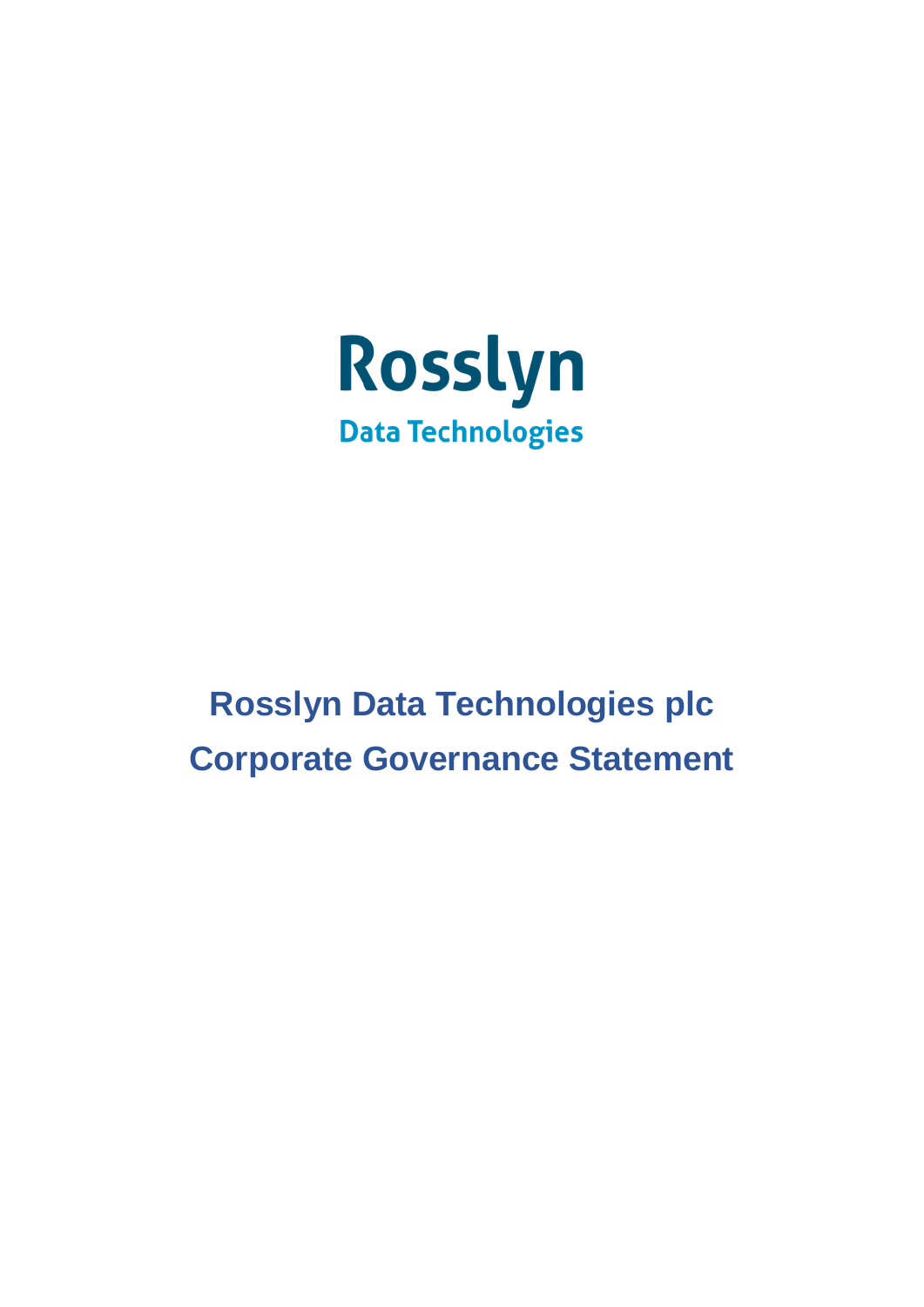Rosslyn

Data Technologies

# Rosslyn Data Technologies plc
# Corporate Governance Statement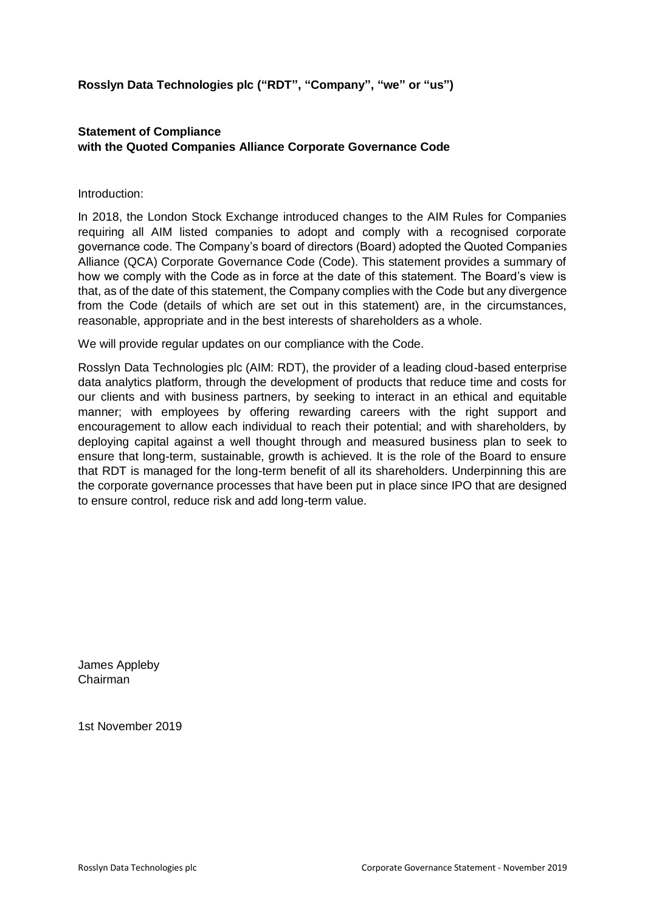**Rosslyn Data Technologies plc ("RDT", "Company", "we" or "us")**

**Statement of Compliance**
**with the Quoted Companies Alliance Corporate Governance Code**

Introduction:

In 2018, the London Stock Exchange introduced changes to the AIM Rules for Companies requiring all AIM listed companies to adopt and comply with a recognised corporate governance code. The Company's board of directors (Board) adopted the Quoted Companies Alliance (QCA) Corporate Governance Code (Code). This statement provides a summary of how we comply with the Code as in force at the date of this statement. The Board's view is that, as of the date of this statement, the Company complies with the Code but any divergence from the Code (details of which are set out in this statement) are, in the circumstances, reasonable, appropriate and in the best interests of shareholders as a whole.

We will provide regular updates on our compliance with the Code.

Rosslyn Data Technologies plc (AIM: RDT), the provider of a leading cloud-based enterprise data analytics platform, through the development of products that reduce time and costs for our clients and with business partners, by seeking to interact in an ethical and equitable manner; with employees by offering rewarding careers with the right support and encouragement to allow each individual to reach their potential; and with shareholders, by deploying capital against a well thought through and measured business plan to seek to ensure that long-term, sustainable, growth is achieved. It is the role of the Board to ensure that RDT is managed for the long-term benefit of all its shareholders. Underpinning this are the corporate governance processes that have been put in place since IPO that are designed to ensure control, reduce risk and add long-term value.

James Appleby
Chairman

1st November 2019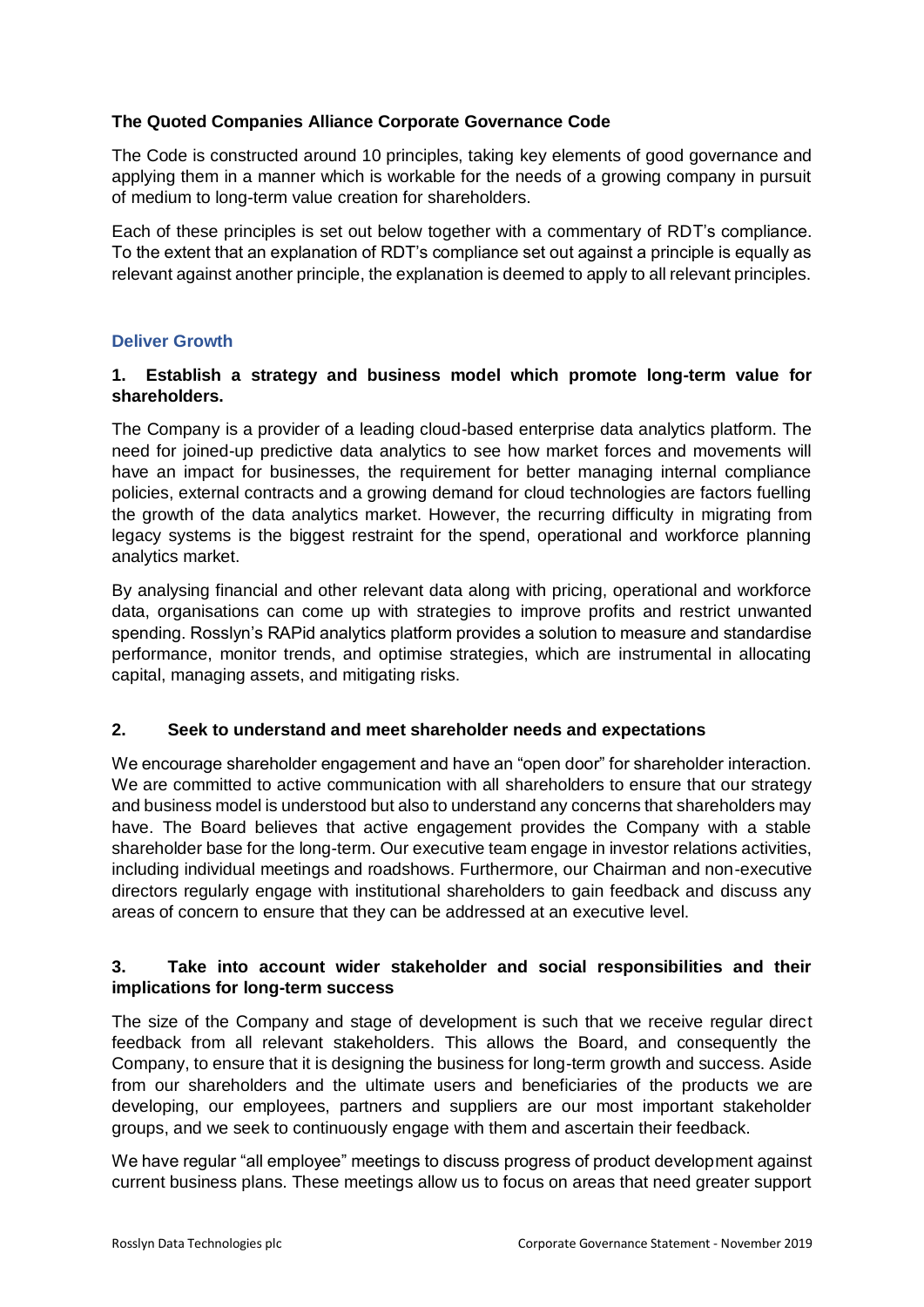### The Quoted Companies Alliance Corporate Governance Code

The Code is constructed around 10 principles, taking key elements of good governance and applying them in a manner which is workable for the needs of a growing company in pursuit of medium to long-term value creation for shareholders.

Each of these principles is set out below together with a commentary of RDT's compliance. To the extent that an explanation of RDT's compliance set out against a principle is equally as relevant against another principle, the explanation is deemed to apply to all relevant principles.

## Deliver Growth

### 1. Establish a strategy and business model which promote long-term value for shareholders.

The Company is a provider of a leading cloud-based enterprise data analytics platform. The need for joined-up predictive data analytics to see how market forces and movements will have an impact for businesses, the requirement for better managing internal compliance policies, external contracts and a growing demand for cloud technologies are factors fuelling the growth of the data analytics market. However, the recurring difficulty in migrating from legacy systems is the biggest restraint for the spend, operational and workforce planning analytics market.

By analysing financial and other relevant data along with pricing, operational and workforce data, organisations can come up with strategies to improve profits and restrict unwanted spending. Rosslyn's RAPid analytics platform provides a solution to measure and standardise performance, monitor trends, and optimise strategies, which are instrumental in allocating capital, managing assets, and mitigating risks.

### 2. Seek to understand and meet shareholder needs and expectations

We encourage shareholder engagement and have an "open door" for shareholder interaction. We are committed to active communication with all shareholders to ensure that our strategy and business model is understood but also to understand any concerns that shareholders may have. The Board believes that active engagement provides the Company with a stable shareholder base for the long-term. Our executive team engage in investor relations activities, including individual meetings and roadshows. Furthermore, our Chairman and non-executive directors regularly engage with institutional shareholders to gain feedback and discuss any areas of concern to ensure that they can be addressed at an executive level.

### 3. Take into account wider stakeholder and social responsibilities and their implications for long-term success

The size of the Company and stage of development is such that we receive regular direct feedback from all relevant stakeholders. This allows the Board, and consequently the Company, to ensure that it is designing the business for long-term growth and success. Aside from our shareholders and the ultimate users and beneficiaries of the products we are developing, our employees, partners and suppliers are our most important stakeholder groups, and we seek to continuously engage with them and ascertain their feedback.

We have regular "all employee" meetings to discuss progress of product development against current business plans. These meetings allow us to focus on areas that need greater support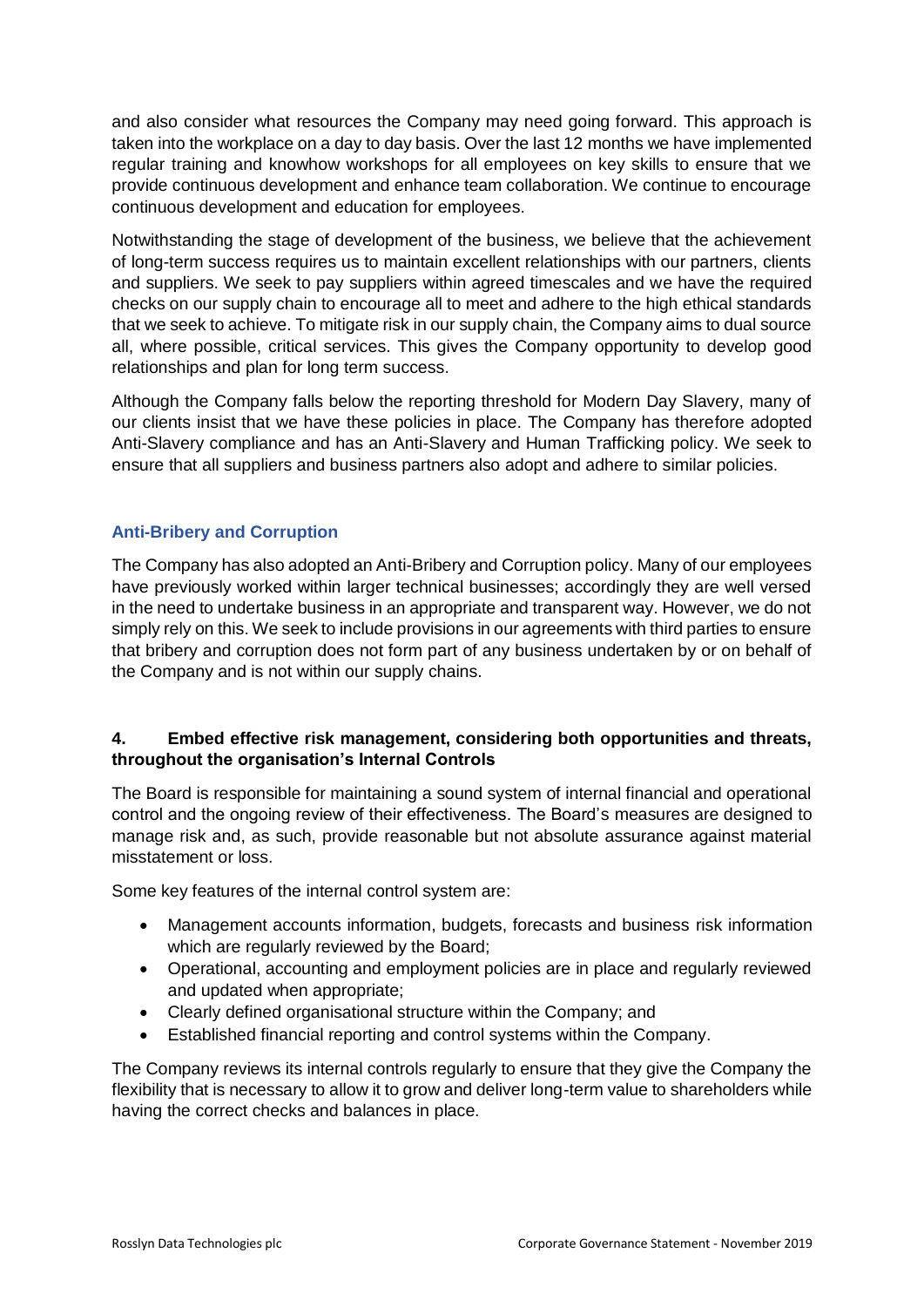and also consider what resources the Company may need going forward. This approach is taken into the workplace on a day to day basis. Over the last 12 months we have implemented regular training and knowhow workshops for all employees on key skills to ensure that we provide continuous development and enhance team collaboration. We continue to encourage continuous development and education for employees.

Notwithstanding the stage of development of the business, we believe that the achievement of long-term success requires us to maintain excellent relationships with our partners, clients and suppliers. We seek to pay suppliers within agreed timescales and we have the required checks on our supply chain to encourage all to meet and adhere to the high ethical standards that we seek to achieve. To mitigate risk in our supply chain, the Company aims to dual source all, where possible, critical services. This gives the Company opportunity to develop good relationships and plan for long term success.

Although the Company falls below the reporting threshold for Modern Day Slavery, many of our clients insist that we have these policies in place. The Company has therefore adopted Anti-Slavery compliance and has an Anti-Slavery and Human Trafficking policy. We seek to ensure that all suppliers and business partners also adopt and adhere to similar policies.

### Anti-Bribery and Corruption

The Company has also adopted an Anti-Bribery and Corruption policy. Many of our employees have previously worked within larger technical businesses; accordingly they are well versed in the need to undertake business in an appropriate and transparent way. However, we do not simply rely on this. We seek to include provisions in our agreements with third parties to ensure that bribery and corruption does not form part of any business undertaken by or on behalf of the Company and is not within our supply chains.

## 4. Embed effective risk management, considering both opportunities and threats, throughout the organisation's Internal Controls

The Board is responsible for maintaining a sound system of internal financial and operational control and the ongoing review of their effectiveness. The Board's measures are designed to manage risk and, as such, provide reasonable but not absolute assurance against material misstatement or loss.

Some key features of the internal control system are:

- Management accounts information, budgets, forecasts and business risk information which are regularly reviewed by the Board;
- Operational, accounting and employment policies are in place and regularly reviewed and updated when appropriate;
- Clearly defined organisational structure within the Company; and
- Established financial reporting and control systems within the Company.

The Company reviews its internal controls regularly to ensure that they give the Company the flexibility that is necessary to allow it to grow and deliver long-term value to shareholders while having the correct checks and balances in place.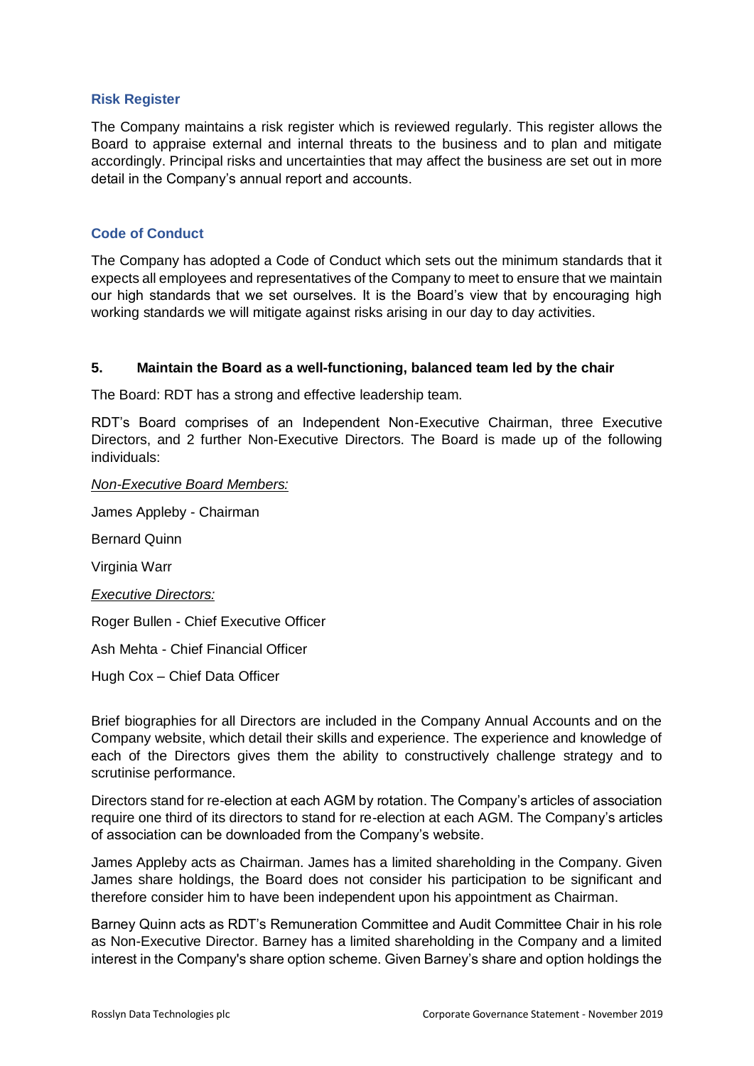### Risk Register

The Company maintains a risk register which is reviewed regularly. This register allows the Board to appraise external and internal threats to the business and to plan and mitigate accordingly. Principal risks and uncertainties that may affect the business are set out in more detail in the Company's annual report and accounts.

### Code of Conduct

The Company has adopted a Code of Conduct which sets out the minimum standards that it expects all employees and representatives of the Company to meet to ensure that we maintain our high standards that we set ourselves. It is the Board's view that by encouraging high working standards we will mitigate against risks arising in our day to day activities.

## 5. Maintain the Board as a well-functioning, balanced team led by the chair

The Board: RDT has a strong and effective leadership team.

RDT's Board comprises of an Independent Non-Executive Chairman, three Executive Directors, and 2 further Non-Executive Directors. The Board is made up of the following individuals:

*Non-Executive Board Members:*

James Appleby - Chairman

Bernard Quinn

Virginia Warr

*Executive Directors:*

Roger Bullen - Chief Executive Officer

Ash Mehta - Chief Financial Officer

Hugh Cox – Chief Data Officer

Brief biographies for all Directors are included in the Company Annual Accounts and on the Company website, which detail their skills and experience. The experience and knowledge of each of the Directors gives them the ability to constructively challenge strategy and to scrutinise performance.

Directors stand for re-election at each AGM by rotation. The Company's articles of association require one third of its directors to stand for re-election at each AGM. The Company's articles of association can be downloaded from the Company's website.

James Appleby acts as Chairman. James has a limited shareholding in the Company. Given James share holdings, the Board does not consider his participation to be significant and therefore consider him to have been independent upon his appointment as Chairman.

Barney Quinn acts as RDT's Remuneration Committee and Audit Committee Chair in his role as Non-Executive Director. Barney has a limited shareholding in the Company and a limited interest in the Company's share option scheme. Given Barney's share and option holdings the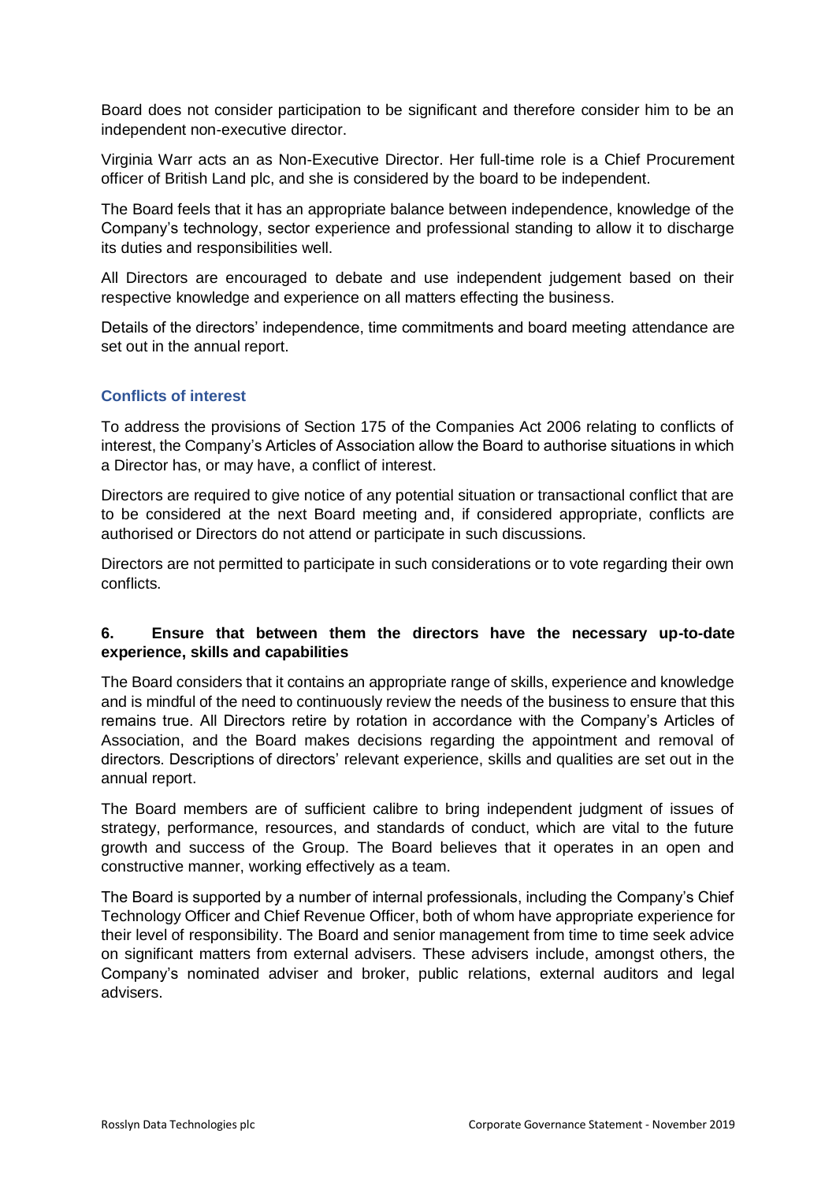Board does not consider participation to be significant and therefore consider him to be an independent non-executive director.

Virginia Warr acts an as Non-Executive Director. Her full-time role is a Chief Procurement officer of British Land plc, and she is considered by the board to be independent.

The Board feels that it has an appropriate balance between independence, knowledge of the Company's technology, sector experience and professional standing to allow it to discharge its duties and responsibilities well.

All Directors are encouraged to debate and use independent judgement based on their respective knowledge and experience on all matters effecting the business.

Details of the directors' independence, time commitments and board meeting attendance are set out in the annual report.

### Conflicts of interest

To address the provisions of Section 175 of the Companies Act 2006 relating to conflicts of interest, the Company's Articles of Association allow the Board to authorise situations in which a Director has, or may have, a conflict of interest.

Directors are required to give notice of any potential situation or transactional conflict that are to be considered at the next Board meeting and, if considered appropriate, conflicts are authorised or Directors do not attend or participate in such discussions.

Directors are not permitted to participate in such considerations or to vote regarding their own conflicts.

## 6. Ensure that between them the directors have the necessary up-to-date experience, skills and capabilities

The Board considers that it contains an appropriate range of skills, experience and knowledge and is mindful of the need to continuously review the needs of the business to ensure that this remains true. All Directors retire by rotation in accordance with the Company's Articles of Association, and the Board makes decisions regarding the appointment and removal of directors. Descriptions of directors' relevant experience, skills and qualities are set out in the annual report.

The Board members are of sufficient calibre to bring independent judgment of issues of strategy, performance, resources, and standards of conduct, which are vital to the future growth and success of the Group. The Board believes that it operates in an open and constructive manner, working effectively as a team.

The Board is supported by a number of internal professionals, including the Company's Chief Technology Officer and Chief Revenue Officer, both of whom have appropriate experience for their level of responsibility. The Board and senior management from time to time seek advice on significant matters from external advisers. These advisers include, amongst others, the Company's nominated adviser and broker, public relations, external auditors and legal advisers.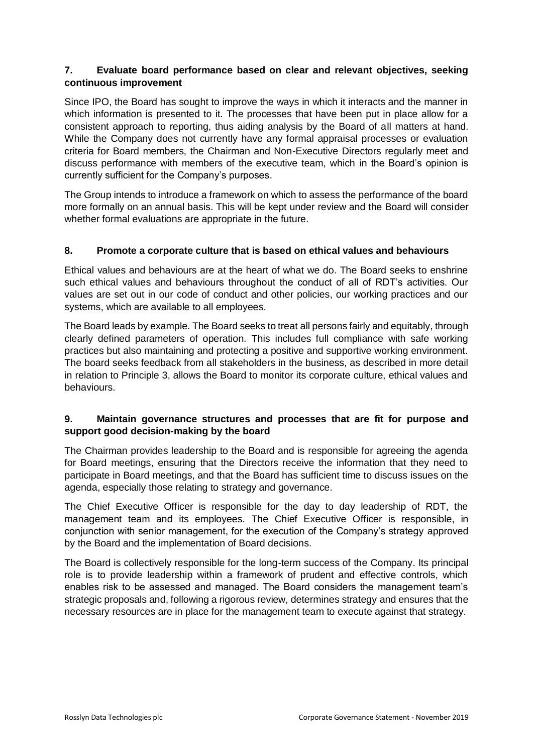## 7. Evaluate board performance based on clear and relevant objectives, seeking continuous improvement

Since IPO, the Board has sought to improve the ways in which it interacts and the manner in which information is presented to it. The processes that have been put in place allow for a consistent approach to reporting, thus aiding analysis by the Board of all matters at hand. While the Company does not currently have any formal appraisal processes or evaluation criteria for Board members, the Chairman and Non-Executive Directors regularly meet and discuss performance with members of the executive team, which in the Board's opinion is currently sufficient for the Company's purposes.

The Group intends to introduce a framework on which to assess the performance of the board more formally on an annual basis. This will be kept under review and the Board will consider whether formal evaluations are appropriate in the future.

## 8. Promote a corporate culture that is based on ethical values and behaviours

Ethical values and behaviours are at the heart of what we do. The Board seeks to enshrine such ethical values and behaviours throughout the conduct of all of RDT's activities. Our values are set out in our code of conduct and other policies, our working practices and our systems, which are available to all employees.

The Board leads by example. The Board seeks to treat all persons fairly and equitably, through clearly defined parameters of operation. This includes full compliance with safe working practices but also maintaining and protecting a positive and supportive working environment. The board seeks feedback from all stakeholders in the business, as described in more detail in relation to Principle 3, allows the Board to monitor its corporate culture, ethical values and behaviours.

## 9. Maintain governance structures and processes that are fit for purpose and support good decision-making by the board

The Chairman provides leadership to the Board and is responsible for agreeing the agenda for Board meetings, ensuring that the Directors receive the information that they need to participate in Board meetings, and that the Board has sufficient time to discuss issues on the agenda, especially those relating to strategy and governance.

The Chief Executive Officer is responsible for the day to day leadership of RDT, the management team and its employees. The Chief Executive Officer is responsible, in conjunction with senior management, for the execution of the Company's strategy approved by the Board and the implementation of Board decisions.

The Board is collectively responsible for the long-term success of the Company. Its principal role is to provide leadership within a framework of prudent and effective controls, which enables risk to be assessed and managed. The Board considers the management team's strategic proposals and, following a rigorous review, determines strategy and ensures that the necessary resources are in place for the management team to execute against that strategy.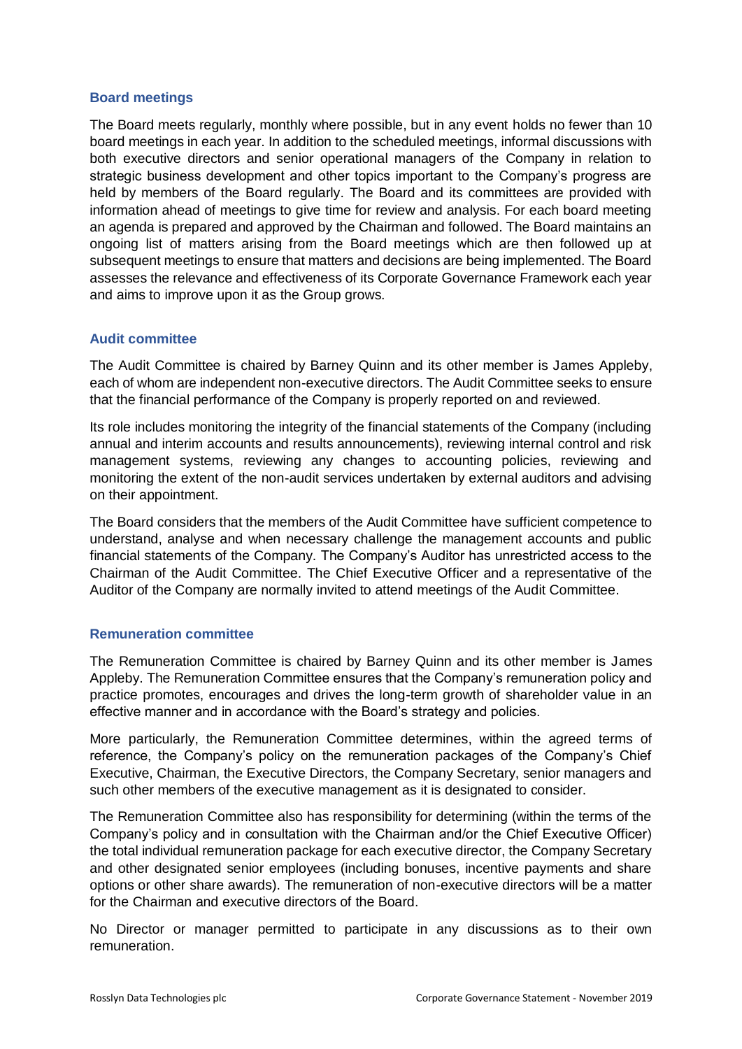### Board meetings

The Board meets regularly, monthly where possible, but in any event holds no fewer than 10 board meetings in each year. In addition to the scheduled meetings, informal discussions with both executive directors and senior operational managers of the Company in relation to strategic business development and other topics important to the Company's progress are held by members of the Board regularly. The Board and its committees are provided with information ahead of meetings to give time for review and analysis. For each board meeting an agenda is prepared and approved by the Chairman and followed. The Board maintains an ongoing list of matters arising from the Board meetings which are then followed up at subsequent meetings to ensure that matters and decisions are being implemented. The Board assesses the relevance and effectiveness of its Corporate Governance Framework each year and aims to improve upon it as the Group grows.

### Audit committee

The Audit Committee is chaired by Barney Quinn and its other member is James Appleby, each of whom are independent non-executive directors. The Audit Committee seeks to ensure that the financial performance of the Company is properly reported on and reviewed.

Its role includes monitoring the integrity of the financial statements of the Company (including annual and interim accounts and results announcements), reviewing internal control and risk management systems, reviewing any changes to accounting policies, reviewing and monitoring the extent of the non-audit services undertaken by external auditors and advising on their appointment.

The Board considers that the members of the Audit Committee have sufficient competence to understand, analyse and when necessary challenge the management accounts and public financial statements of the Company. The Company's Auditor has unrestricted access to the Chairman of the Audit Committee. The Chief Executive Officer and a representative of the Auditor of the Company are normally invited to attend meetings of the Audit Committee.

### Remuneration committee

The Remuneration Committee is chaired by Barney Quinn and its other member is James Appleby. The Remuneration Committee ensures that the Company's remuneration policy and practice promotes, encourages and drives the long-term growth of shareholder value in an effective manner and in accordance with the Board's strategy and policies.

More particularly, the Remuneration Committee determines, within the agreed terms of reference, the Company's policy on the remuneration packages of the Company's Chief Executive, Chairman, the Executive Directors, the Company Secretary, senior managers and such other members of the executive management as it is designated to consider.

The Remuneration Committee also has responsibility for determining (within the terms of the Company's policy and in consultation with the Chairman and/or the Chief Executive Officer) the total individual remuneration package for each executive director, the Company Secretary and other designated senior employees (including bonuses, incentive payments and share options or other share awards). The remuneration of non-executive directors will be a matter for the Chairman and executive directors of the Board.

No Director or manager permitted to participate in any discussions as to their own remuneration.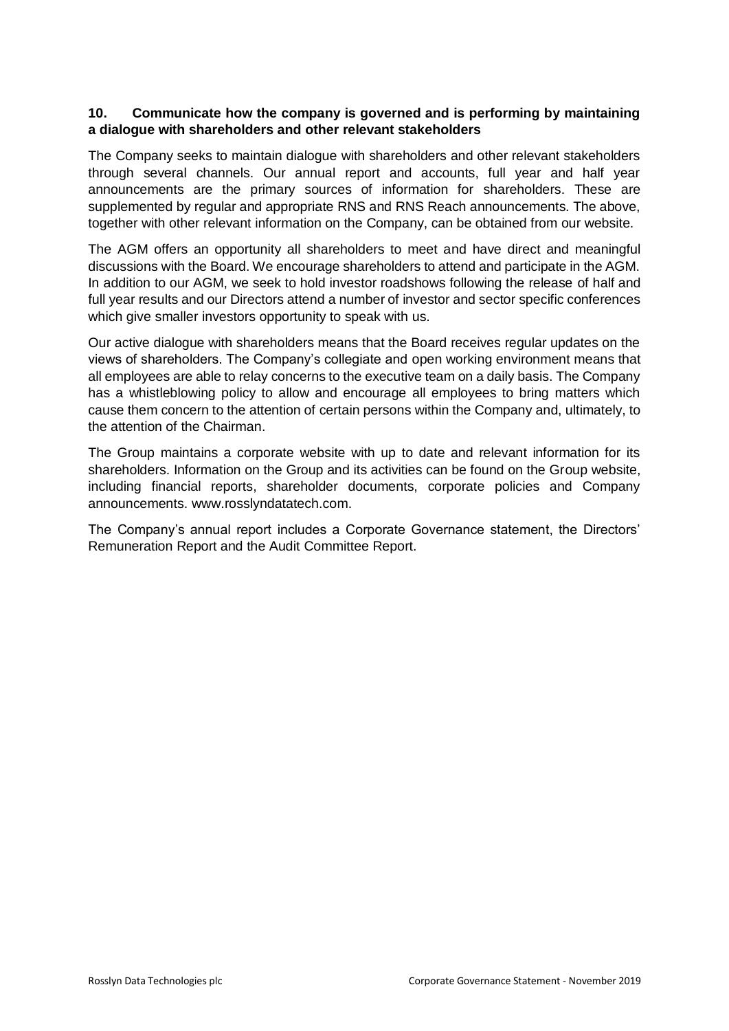**10. Communicate how the company is governed and is performing by maintaining a dialogue with shareholders and other relevant stakeholders**

The Company seeks to maintain dialogue with shareholders and other relevant stakeholders through several channels. Our annual report and accounts, full year and half year announcements are the primary sources of information for shareholders. These are supplemented by regular and appropriate RNS and RNS Reach announcements. The above, together with other relevant information on the Company, can be obtained from our website.

The AGM offers an opportunity all shareholders to meet and have direct and meaningful discussions with the Board. We encourage shareholders to attend and participate in the AGM. In addition to our AGM, we seek to hold investor roadshows following the release of half and full year results and our Directors attend a number of investor and sector specific conferences which give smaller investors opportunity to speak with us.

Our active dialogue with shareholders means that the Board receives regular updates on the views of shareholders. The Company's collegiate and open working environment means that all employees are able to relay concerns to the executive team on a daily basis. The Company has a whistleblowing policy to allow and encourage all employees to bring matters which cause them concern to the attention of certain persons within the Company and, ultimately, to the attention of the Chairman.

The Group maintains a corporate website with up to date and relevant information for its shareholders. Information on the Group and its activities can be found on the Group website, including financial reports, shareholder documents, corporate policies and Company announcements. www.rosslyndatatech.com.

The Company's annual report includes a Corporate Governance statement, the Directors' Remuneration Report and the Audit Committee Report.